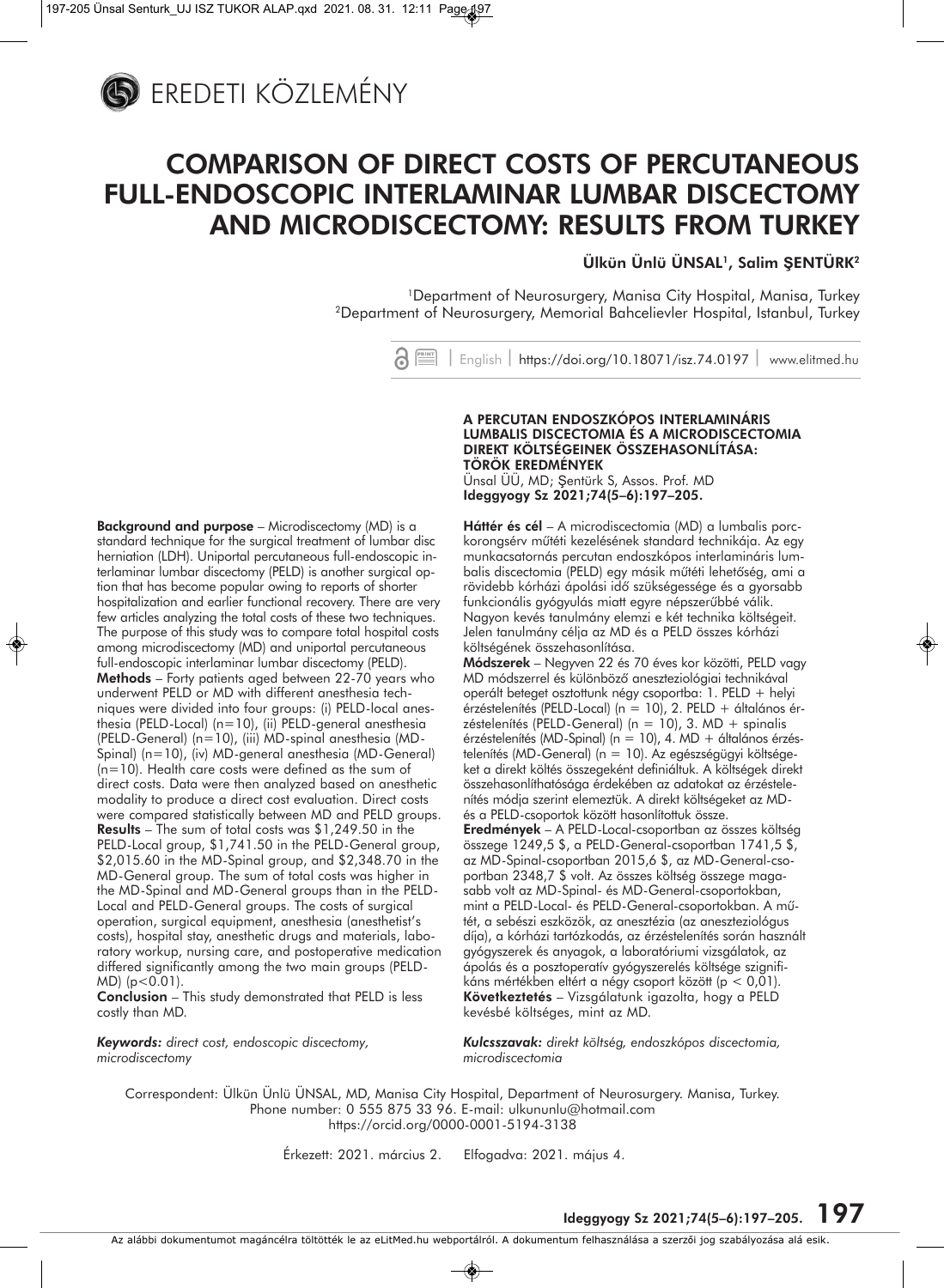EREDETI KÖZLEMÉNY

# COMPARISON OF DIRECT COSTS OF PERCUTANEOUS FULL-ENDOSCOPIC INTERLAMINAR LUMBAR DISCECTOMY AND MICRODISCECTOMY: RESULTS FROM TURKEY

**Ülkün Ünlü ÜNSAL[1], Salim ŞENTÜRK[2]**

[1]Department of Neurosurgery, Manisa City Hospital, Manisa, Turkey
[2]Department of Neurosurgery, Memorial Bahcelievler Hospital, Istanbul, Turkey

| English | https://doi.org/10.18071/isz.74.0197 | www.elitmed.hu

**Background and purpose** – Microdiscectomy (MD) is a standard technique for the surgical treatment of lumbar disc herniation (LDH). Uniportal percutaneous full-endoscopic interlaminar lumbar discectomy (PELD) is another surgical option that has become popular owing to reports of shorter hospitalization and earlier functional recovery. There are very few articles analyzing the total costs of these two techniques. The purpose of this study was to compare total hospital costs among microdiscectomy (MD) and uniportal percutaneous full-endoscopic interlaminar lumbar discectomy (PELD).

**Methods** – Forty patients aged between 22-70 years who underwent PELD or MD with different anesthesia techniques were divided into four groups: (i) PELD-local anesthesia (PELD-Local) (n=10), (ii) PELD-general anesthesia (PELD-General) (n=10), (iii) MD-spinal anesthesia (MD-Spinal) (n=10), (iv) MD-general anesthesia (MD-General) (n=10). Health care costs were defined as the sum of direct costs. Data were then analyzed based on anesthetic modality to produce a direct cost evaluation. Direct costs were compared statistically between MD and PELD groups.

**Results** – The sum of total costs was $1,249.50 in the PELD-Local group, $1,741.50 in the PELD-General group, $2,015.60 in the MD-Spinal group, and $2,348.70 in the MD-General group. The sum of total costs was higher in the MD-Spinal and MD-General groups than in the PELD-Local and PELD-General groups. The costs of surgical operation, surgical equipment, anesthesia (anesthetist's costs), hospital stay, anesthetic drugs and materials, laboratory workup, nursing care, and postoperative medication differed significantly among the two main groups (PELD-MD) ($p<0.01$).

**Conclusion** – This study demonstrated that PELD is less costly than MD.

***Keywords:*** *direct cost, endoscopic discectomy, microdiscectomy*

**A PERCUTAN ENDOSZKÓPOS INTERLAMINÁRIS LUMBALIS DISCECTOMIA ÉS A MICRODISCECTOMIA DIREKT KÖLTSÉGEINEK ÖSSZEHASONLÍTÁSA: TÖRÖK EREDMÉNYEK**
Ünsal ÜÜ, MD; Şentürk S, Assos. Prof. MD

**Háttér és cél** – A microdiscectomia (MD) a lumbalis porckorongsérv műtéti kezelésének standard technikája. Az egy munkacsatornás percutan endoszkópos interlamináris lumbalis discectomia (PELD) egy másik műtéti lehetőség, ami a rövidebb kórházi ápolási idő szükségessége és a gyorsabb funkcionális gyógyulás miatt egyre népszerűbbé válik. Nagyon kevés tanulmány elemzi e két technika költségeit. Jelen tanulmány célja az MD és a PELD összes kórházi költségének összehasonlítása.

**Módszerek** – Negyven 22 és 70 éves kor közötti, PELD vagy MD módszerrel és különböző aneszteziológiai technikával operált beteget osztottunk négy csoportba: 1. PELD + helyi érzéstelenítés (PELD-Local) (n = 10), 2. PELD + általános érzéstelenítés (PELD-General) (n = 10), 3. MD + spinalis érzéstelenítés (MD-Spinal) (n = 10), 4. MD + általános érzéstelenítés (MD-General) (n = 10). Az egészségügyi költségeket a direkt költés összegeként definiáltuk. A költségek direkt összehasonlíthatósága érdekében az adatokat az érzéstelenítés módja szerint elemeztük. A direkt költségeket az MD- és a PELD-csoportok között hasonlítottuk össze.

**Eredmények** – A PELD-Local-csoportban az összes költség összege 1249,5 $, a PELD-General-csoportban 1741,5 $, az MD-Spinal-csoportban 2015,6 $, az MD-General-csoportban 2348,7 $ volt. Az összes költség összege magasabb volt az MD-Spinal- és MD-General-csoportokban, mint a PELD-Local- és PELD-General-csoportokban. A műtét, a sebészi eszközök, az anesztézia (az aneszteziológus díja), a kórházi tartózkodás, az érzéstelenítés során használt gyógyszerek és anyagok, a laboratóriumi vizsgálatok, az ápolás és a posztoperatív gyógyszerelés költsége szignifikáns mértékben eltért a négy csoport között ($p < 0,01$).

**Következtetés** – Vizsgálatunk igazolta, hogy a PELD kevésbé költséges, mint az MD.

***Kulcsszavak:*** *direkt költség, endoszkópos discectomia, microdiscectomia*

Correspondent: Ülkün Ünlü ÜNSAL, MD, Manisa City Hospital, Department of Neurosurgery. Manisa, Turkey.
Phone number: 0 555 875 33 96. E-mail: ulkununlu@hotmail.com
https://orcid.org/0000-0001-5194-3138

Érkezett: 2021. március 2. Elfogadva: 2021. május 4.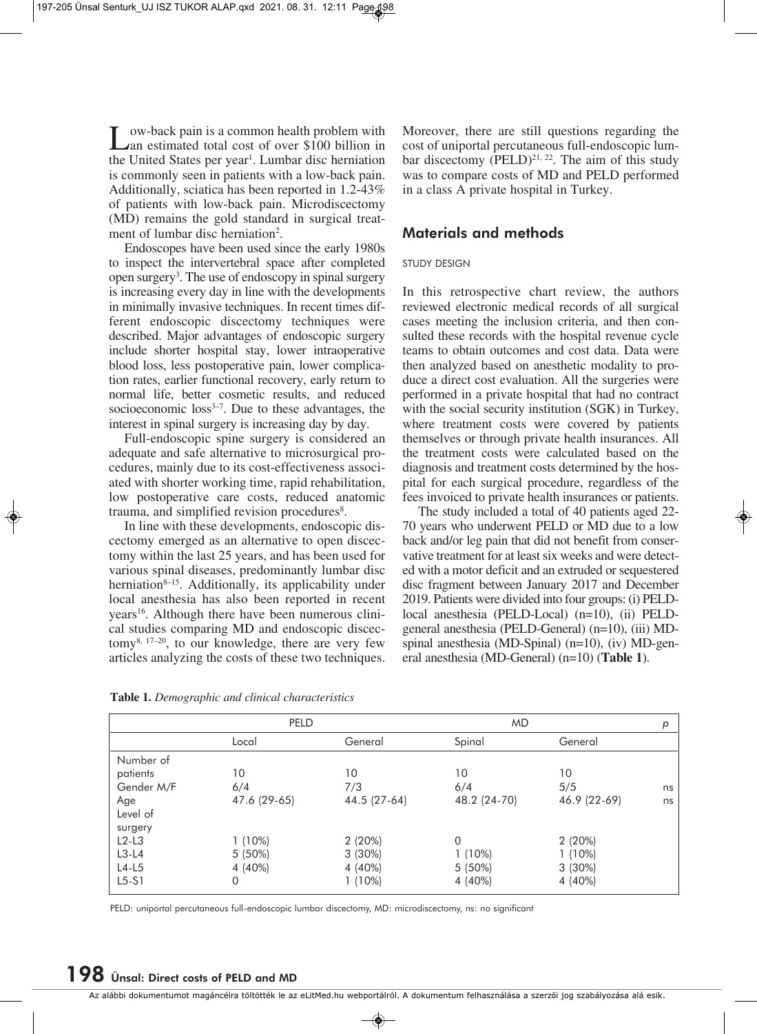Low-back pain is a common health problem with an estimated total cost of over $100 billion in the United States per year[1]. Lumbar disc herniation is commonly seen in patients with a low-back pain. Additionally, sciatica has been reported in 1.2-43% of patients with low-back pain. Microdiscectomy (MD) remains the gold standard in surgical treatment of lumbar disc herniation[2].

Endoscopes have been used since the early 1980s to inspect the intervertebral space after completed open surgery[3]. The use of endoscopy in spinal surgery is increasing every day in line with the developments in minimally invasive techniques. In recent times different endoscopic discectomy techniques were described. Major advantages of endoscopic surgery include shorter hospital stay, lower intraoperative blood loss, less postoperative pain, lower complication rates, earlier functional recovery, early return to normal life, better cosmetic results, and reduced socioeconomic loss[3–7]. Due to these advantages, the interest in spinal surgery is increasing day by day.

Full-endoscopic spine surgery is considered an adequate and safe alternative to microsurgical procedures, mainly due to its cost-effectiveness associated with shorter working time, rapid rehabilitation, low postoperative care costs, reduced anatomic trauma, and simplified revision procedures[8].

In line with these developments, endoscopic discectomy emerged as an alternative to open discectomy within the last 25 years, and has been used for various spinal diseases, predominantly lumbar disc herniation[8–15]. Additionally, its applicability under local anesthesia has also been reported in recent years[16]. Although there have been numerous clinical studies comparing MD and endoscopic discectomy[8, 17–20], to our knowledge, there are very few articles analyzing the costs of these two techniques. Moreover, there are still questions regarding the cost of uniportal percutaneous full-endoscopic lumbar discectomy (PELD)[21, 22]. The aim of this study was to compare costs of MD and PELD performed in a class A private hospital in Turkey.

## Materials and methods

### STUDY DESIGN

In this retrospective chart review, the authors reviewed electronic medical records of all surgical cases meeting the inclusion criteria, and then consulted these records with the hospital revenue cycle teams to obtain outcomes and cost data. Data were then analyzed based on anesthetic modality to produce a direct cost evaluation. All the surgeries were performed in a private hospital that had no contract with the social security institution (SGK) in Turkey, where treatment costs were covered by patients themselves or through private health insurances. All the treatment costs were calculated based on the diagnosis and treatment costs determined by the hospital for each surgical procedure, regardless of the fees invoiced to private health insurances or patients.

The study included a total of 40 patients aged 22-70 years who underwent PELD or MD due to a low back and/or leg pain that did not benefit from conservative treatment for at least six weeks and were detected with a motor deficit and an extruded or sequestered disc fragment between January 2017 and December 2019. Patients were divided into four groups: (i) PELD-local anesthesia (PELD-Local) (n=10), (ii) PELD-general anesthesia (PELD-General) (n=10), (iii) MD-spinal anesthesia (MD-Spinal) (n=10), (iv) MD-general anesthesia (MD-General) (n=10) (**Table 1**).

**Table 1.** *Demographic and clinical characteristics*

| | PELD | | MD | | p |
|---|---|---|---|---|---|
| | Local | General | Spinal | General | |
| Number of patients | 10 | 10 | 10 | 10 | |
| Gender M/F | 6/4 | 7/3 | 6/4 | 5/5 | ns |
| Age | 47.6 (29-65) | 44.5 (27-64) | 48.2 (24-70) | 46.9 (22-69) | ns |
| Level of surgery | | | | | |
| L2-L3 | 1 (10%) | 2 (20%) | 0 | 2 (20%) | |
| L3-L4 | 5 (50%) | 3 (30%) | 1 (10%) | 1 (10%) | |
| L4-L5 | 4 (40%) | 4 (40%) | 5 (50%) | 3 (30%) | |
| L5-S1 | 0 | 1 (10%) | 4 (40%) | 4 (40%) | |

PELD: uniportal percutaneous full-endoscopic lumbar discectomy, MD: microdiscectomy, ns: no significant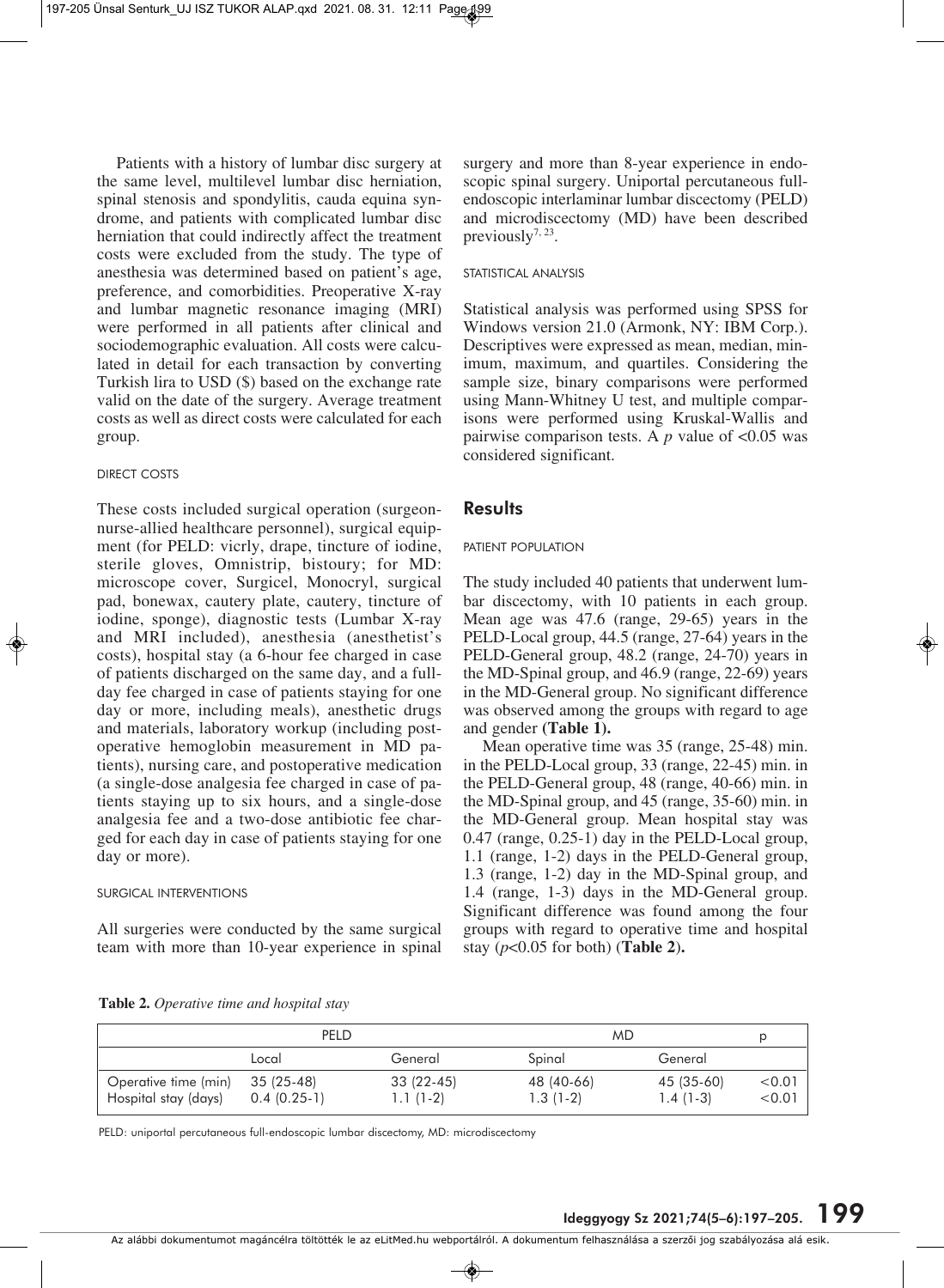Patients with a history of lumbar disc surgery at the same level, multilevel lumbar disc herniation, spinal stenosis and spondylitis, cauda equina syndrome, and patients with complicated lumbar disc herniation that could indirectly affect the treatment costs were excluded from the study. The type of anesthesia was determined based on patient's age, preference, and comorbidities. Preoperative X-ray and lumbar magnetic resonance imaging (MRI) were performed in all patients after clinical and sociodemographic evaluation. All costs were calculated in detail for each transaction by converting Turkish lira to USD ($) based on the exchange rate valid on the date of the surgery. Average treatment costs as well as direct costs were calculated for each group.

#### DIRECT COSTS

These costs included surgical operation (surgeon-nurse-allied healthcare personnel), surgical equipment (for PELD: vicrly, drape, tincture of iodine, sterile gloves, Omnistrip, bistoury; for MD: microscope cover, Surgicel, Monocryl, surgical pad, bonewax, cautery plate, cautery, tincture of iodine, sponge), diagnostic tests (Lumbar X-ray and MRI included), anesthesia (anesthetist's costs), hospital stay (a 6-hour fee charged in case of patients discharged on the same day, and a full-day fee charged in case of patients staying for one day or more, including meals), anesthetic drugs and materials, laboratory workup (including postoperative hemoglobin measurement in MD patients), nursing care, and postoperative medication (a single-dose analgesia fee charged in case of patients staying up to six hours, and a single-dose analgesia fee and a two-dose antibiotic fee charged for each day in case of patients staying for one day or more).

#### SURGICAL INTERVENTIONS

All surgeries were conducted by the same surgical team with more than 10-year experience in spinal surgery and more than 8-year experience in endoscopic spinal surgery. Uniportal percutaneous full-endoscopic interlaminar lumbar discectomy (PELD) and microdiscectomy (MD) have been described previously[7, 23].

#### STATISTICAL ANALYSIS

Statistical analysis was performed using SPSS for Windows version 21.0 (Armonk, NY: IBM Corp.). Descriptives were expressed as mean, median, minimum, maximum, and quartiles. Considering the sample size, binary comparisons were performed using Mann-Whitney U test, and multiple comparisons were performed using Kruskal-Wallis and pairwise comparison tests. A $p$ value of $<0.05$ was considered significant.

## Results

#### PATIENT POPULATION

The study included 40 patients that underwent lumbar discectomy, with 10 patients in each group. Mean age was 47.6 (range, 29-65) years in the PELD-Local group, 44.5 (range, 27-64) years in the PELD-General group, 48.2 (range, 24-70) years in the MD-Spinal group, and 46.9 (range, 22-69) years in the MD-General group. No significant difference was observed among the groups with regard to age and gender **(Table 1).**

Mean operative time was 35 (range, 25-48) min. in the PELD-Local group, 33 (range, 22-45) min. in the PELD-General group, 48 (range, 40-66) min. in the MD-Spinal group, and 45 (range, 35-60) min. in the MD-General group. Mean hospital stay was 0.47 (range, 0.25-1) day in the PELD-Local group, 1.1 (range, 1-2) days in the PELD-General group, 1.3 (range, 1-2) day in the MD-Spinal group, and 1.4 (range, 1-3) days in the MD-General group. Significant difference was found among the four groups with regard to operative time and hospital stay ($p<0.05$ for both) (**Table 2**)**.**

**Table 2.** *Operative time and hospital stay*

| | PELD | | MD | | p |
|---|---|---|---|---|---|
| | Local | General | Spinal | General | |
| Operative time (min) | 35 (25-48) | 33 (22-45) | 48 (40-66) | 45 (35-60) | <0.01 |
| Hospital stay (days) | 0.4 (0.25-1) | 1.1 (1-2) | 1.3 (1-2) | 1.4 (1-3) | <0.01 |

PELD: uniportal percutaneous full-endoscopic lumbar discectomy, MD: microdiscectomy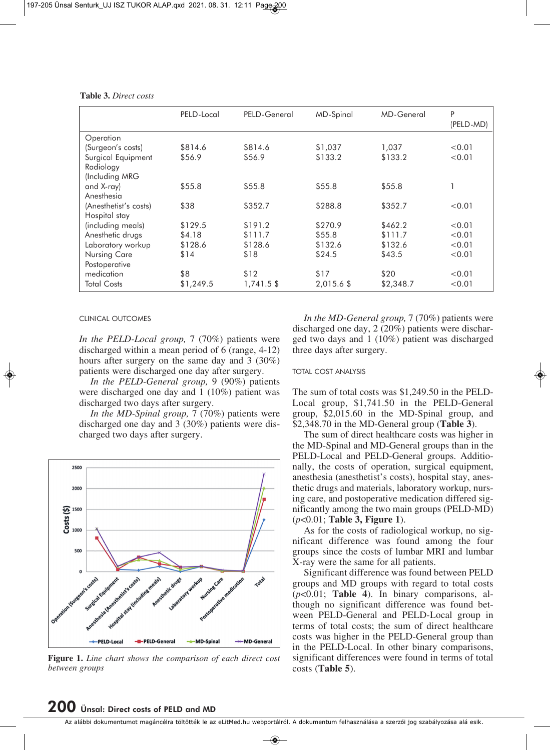**Table 3.** *Direct costs*

| | PELD-Local | PELD-General | MD-Spinal | MD-General | P (PELD-MD) |
|---|---|---|---|---|---|
| Operation (Surgeon's costs) | $814.6 | $814.6 | $1,037 | 1,037 | <0.01 |
| Surgical Equipment | $56.9 | $56.9 | $133.2 | $133.2 | <0.01 |
| Radiology (Including MRG and X-ray) | $55.8 | $55.8 | $55.8 | $55.8 | 1 |
| Anesthesia (Anesthetist's costs) | $38 | $352.7 | $288.8 | $352.7 | <0.01 |
| Hospital stay (including meals) | $129.5 | $191.2 | $270.9 | $462.2 | <0.01 |
| Anesthetic drugs | $4.18 | $111.7 | $55.8 | $111.7 | <0.01 |
| Laboratory workup | $128.6 | $128.6 | $132.6 | $132.6 | <0.01 |
| Nursing Care | $14 | $18 | $24.5 | $43.5 | <0.01 |
| Postoperative medication | $8 | $12 | $17 | $20 | <0.01 |
| Total Costs | $1,249.5 | 1,741.5 $ | 2,015.6 $ | $2,348.7 | <0.01 |

CLINICAL OUTCOMES

*In the PELD-Local group,* 7 (70%) patients were discharged within a mean period of 6 (range, 4-12) hours after surgery on the same day and 3 (30%) patients were discharged one day after surgery.

*In the PELD-General group,* 9 (90%) patients were discharged one day and 1 (10%) patient was discharged two days after surgery.

*In the MD-Spinal group,* 7 (70%) patients were discharged one day and 3 (30%) patients were discharged two days after surgery.

**Figure 1.** *Line chart shows the comparison of each direct cost between groups*

*In the MD-General group,* 7 (70%) patients were discharged one day, 2 (20%) patients were discharged two days and 1 (10%) patient was discharged three days after surgery.

TOTAL COST ANALYSIS

The sum of total costs was $1,249.50 in the PELD-Local group, $1,741.50 in the PELD-General group, $2,015.60 in the MD-Spinal group, and $2,348.70 in the MD-General group (**Table 3**).

The sum of direct healthcare costs was higher in the MD-Spinal and MD-General groups than in the PELD-Local and PELD-General groups. Additionally, the costs of operation, surgical equipment, anesthesia (anesthetist's costs), hospital stay, anesthetic drugs and materials, laboratory workup, nursing care, and postoperative medication differed significantly among the two main groups (PELD-MD) ($p$<0.01; **Table 3, Figure 1**).

As for the costs of radiological workup, no significant difference was found among the four groups since the costs of lumbar MRI and lumbar X-ray were the same for all patients.

Significant difference was found between PELD groups and MD groups with regard to total costs ($p$<0.01; **Table 4**). In binary comparisons, although no significant difference was found between PELD-General and PELD-Local group in terms of total costs; the sum of direct healthcare costs was higher in the PELD-General group than in the PELD-Local. In other binary comparisons, significant differences were found in terms of total costs (**Table 5**).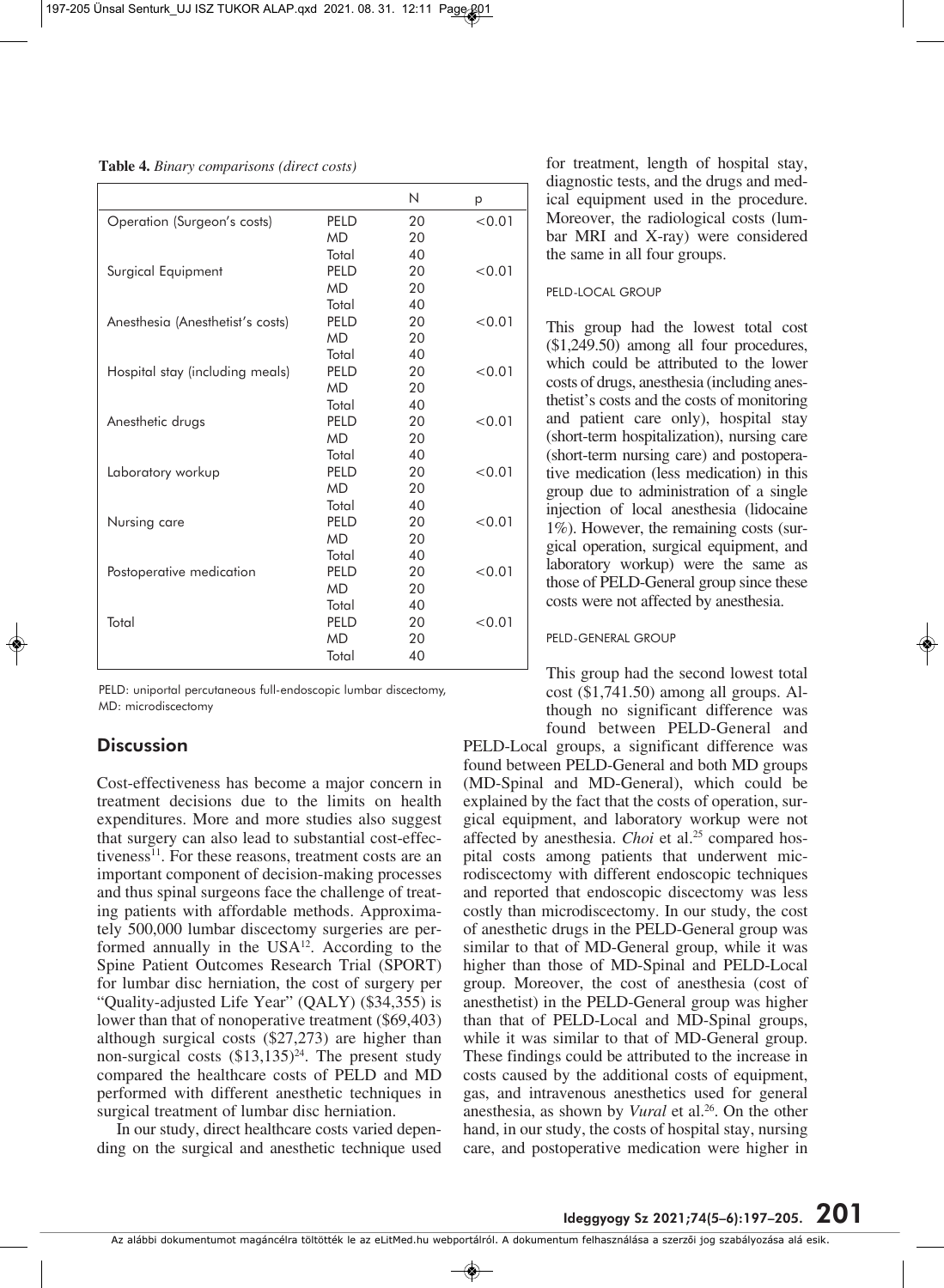**Table 4.** *Binary comparisons (direct costs)*

| | | N | p |
|---|---|---|---|
| Operation (Surgeon's costs) | PELD | 20 | <0.01 |
| | MD | 20 | |
| | Total | 40 | |
| Surgical Equipment | PELD | 20 | <0.01 |
| | MD | 20 | |
| | Total | 40 | |
| Anesthesia (Anesthetist's costs) | PELD | 20 | <0.01 |
| | MD | 20 | |
| | Total | 40 | |
| Hospital stay (including meals) | PELD | 20 | <0.01 |
| | MD | 20 | |
| | Total | 40 | |
| Anesthetic drugs | PELD | 20 | <0.01 |
| | MD | 20 | |
| | Total | 40 | |
| Laboratory workup | PELD | 20 | <0.01 |
| | MD | 20 | |
| | Total | 40 | |
| Nursing care | PELD | 20 | <0.01 |
| | MD | 20 | |
| | Total | 40 | |
| Postoperative medication | PELD | 20 | <0.01 |
| | MD | 20 | |
| | Total | 40 | |
| Total | PELD | 20 | <0.01 |
| | MD | 20 | |
| | Total | 40 | |

PELD: uniportal percutaneous full-endoscopic lumbar discectomy, MD: microdiscectomy

## Discussion

Cost-effectiveness has become a major concern in treatment decisions due to the limits on health expenditures. More and more studies also suggest that surgery can also lead to substantial cost-effectiveness[11]. For these reasons, treatment costs are an important component of decision-making processes and thus spinal surgeons face the challenge of treating patients with affordable methods. Approximately 500,000 lumbar discectomy surgeries are performed annually in the USA[12]. According to the Spine Patient Outcomes Research Trial (SPORT) for lumbar disc herniation, the cost of surgery per "Quality-adjusted Life Year" (QALY) ($34,355) is lower than that of nonoperative treatment ($69,403) although surgical costs ($27,273) are higher than non-surgical costs ($13,135)[24]. The present study compared the healthcare costs of PELD and MD performed with different anesthetic techniques in surgical treatment of lumbar disc herniation.

In our study, direct healthcare costs varied depending on the surgical and anesthetic technique used for treatment, length of hospital stay, diagnostic tests, and the drugs and medical equipment used in the procedure. Moreover, the radiological costs (lumbar MRI and X-ray) were considered the same in all four groups.

### PELD-Local group

This group had the lowest total cost ($1,249.50) among all four procedures, which could be attributed to the lower costs of drugs, anesthesia (including anesthetist's costs and the costs of monitoring and patient care only), hospital stay (short-term hospitalization), nursing care (short-term nursing care) and postoperative medication (less medication) in this group due to administration of a single injection of local anesthesia (lidocaine 1%). However, the remaining costs (surgical operation, surgical equipment, and laboratory workup) were the same as those of PELD-General group since these costs were not affected by anesthesia.

### PELD-General group

This group had the second lowest total cost ($1,741.50) among all groups. Although no significant difference was found between PELD-General and PELD-Local groups, a significant difference was found between PELD-General and both MD groups (MD-Spinal and MD-General), which could be explained by the fact that the costs of operation, surgical equipment, and laboratory workup were not affected by anesthesia. *Choi* et al.[25] compared hospital costs among patients that underwent microdiscectomy with different endoscopic techniques and reported that endoscopic discectomy was less costly than microdiscectomy. In our study, the cost of anesthetic drugs in the PELD-General group was similar to that of MD-General group, while it was higher than those of MD-Spinal and PELD-Local group. Moreover, the cost of anesthesia (cost of anesthetist) in the PELD-General group was higher than that of PELD-Local and MD-Spinal groups, while it was similar to that of MD-General group. These findings could be attributed to the increase in costs caused by the additional costs of equipment, gas, and intravenous anesthetics used for general anesthesia, as shown by *Vural* et al.[26]. On the other hand, in our study, the costs of hospital stay, nursing care, and postoperative medication were higher in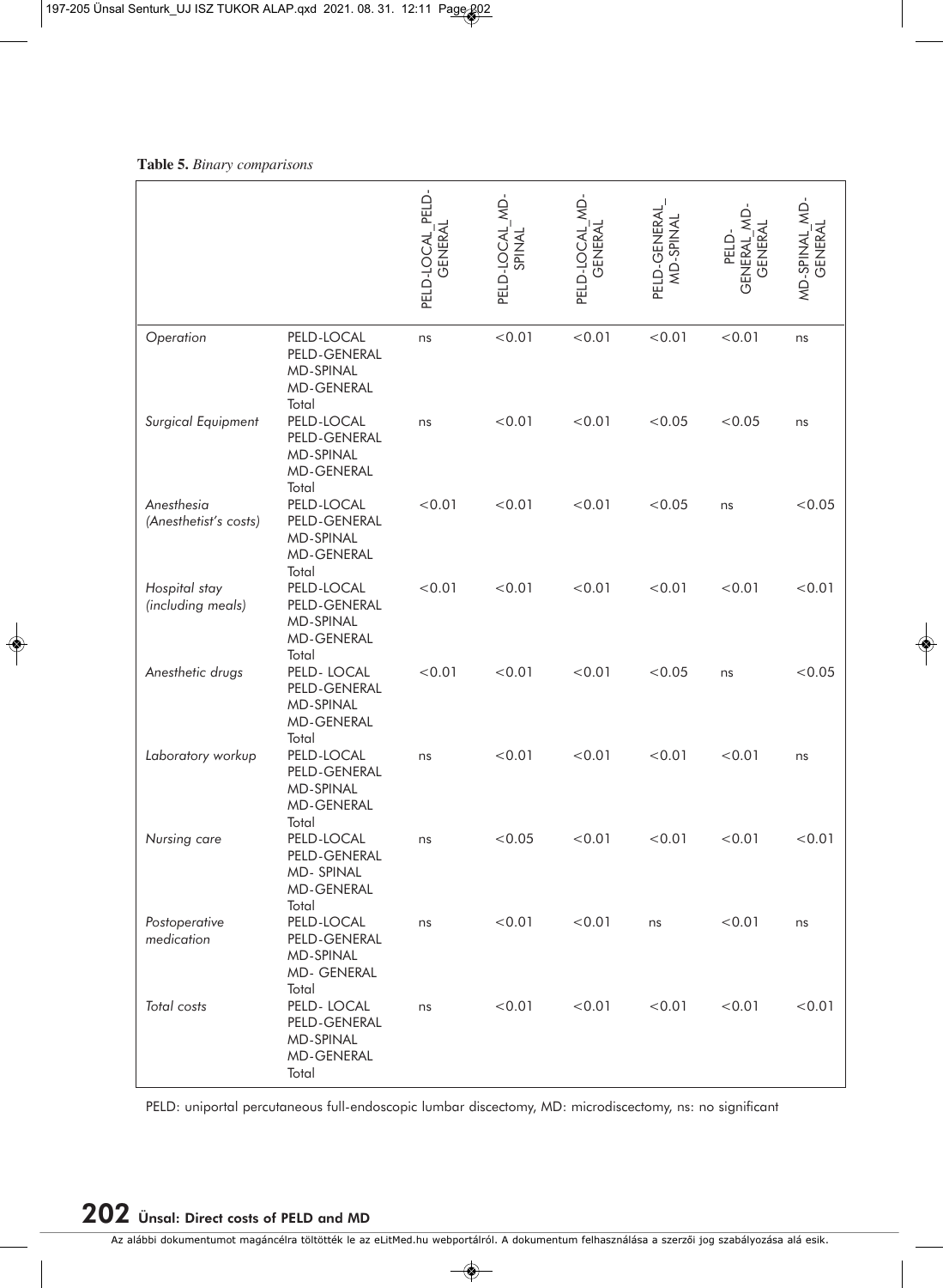**Table 5.** *Binary comparisons*

| | | PELD-LOCAL_PELD-GENERAL | PELD-LOCAL_MD-SPINAL | PELD-LOCAL_MD-GENERAL | PELD-GENERAL_MD-SPINAL | PELD-GENERAL_MD-GENERAL | MD-SPINAL_MD-GENERAL |
|---|---|---|---|---|---|---|---|
| *Operation* | PELD-LOCAL PELD-GENERAL MD-SPINAL MD-GENERAL Total | ns | <0.01 | <0.01 | <0.01 | <0.01 | ns |
| *Surgical Equipment* | PELD-LOCAL PELD-GENERAL MD-SPINAL MD-GENERAL Total | ns | <0.01 | <0.01 | <0.05 | <0.05 | ns |
| *Anesthesia (Anesthetist's costs)* | PELD-LOCAL PELD-GENERAL MD-SPINAL MD-GENERAL Total | <0.01 | <0.01 | <0.01 | <0.05 | ns | <0.05 |
| *Hospital stay (including meals)* | PELD-LOCAL PELD-GENERAL MD-SPINAL MD-GENERAL Total | <0.01 | <0.01 | <0.01 | <0.01 | <0.01 | <0.01 |
| *Anesthetic drugs* | PELD- LOCAL PELD-GENERAL MD-SPINAL MD-GENERAL Total | <0.01 | <0.01 | <0.01 | <0.05 | ns | <0.05 |
| *Laboratory workup* | PELD-LOCAL PELD-GENERAL MD-SPINAL MD-GENERAL Total | ns | <0.01 | <0.01 | <0.01 | <0.01 | ns |
| *Nursing care* | PELD-LOCAL PELD-GENERAL MD- SPINAL MD-GENERAL Total | ns | <0.05 | <0.01 | <0.01 | <0.01 | <0.01 |
| *Postoperative medication* | PELD-LOCAL PELD-GENERAL MD-SPINAL MD- GENERAL Total | ns | <0.01 | <0.01 | ns | <0.01 | ns |
| *Total costs* | PELD- LOCAL PELD-GENERAL MD-SPINAL MD-GENERAL Total | ns | <0.01 | <0.01 | <0.01 | <0.01 | <0.01 |

PELD: uniportal percutaneous full-endoscopic lumbar discectomy, MD: microdiscectomy, ns: no significant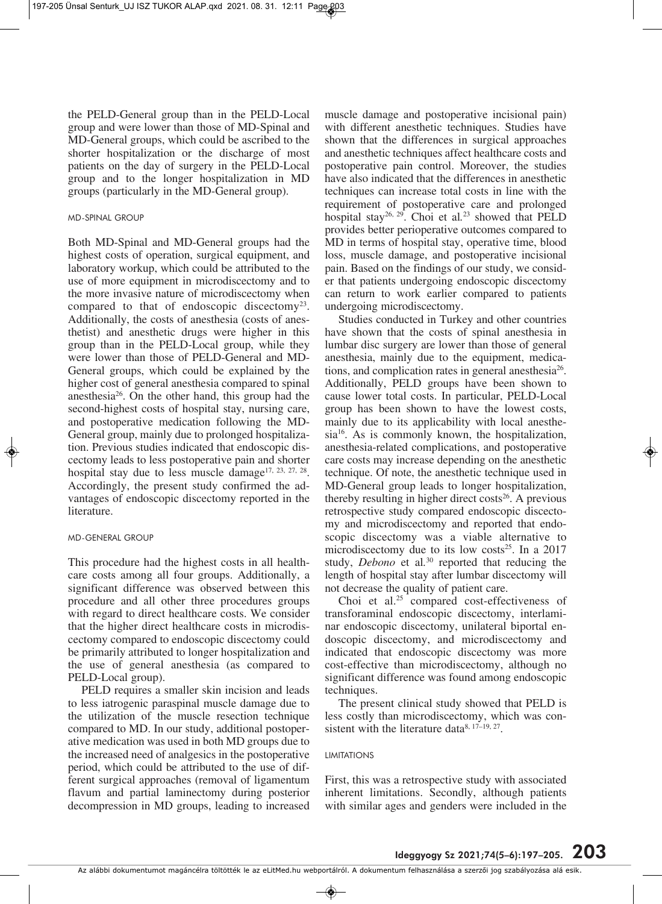the PELD-General group than in the PELD-Local group and were lower than those of MD-Spinal and MD-General groups, which could be ascribed to the shorter hospitalization or the discharge of most patients on the day of surgery in the PELD-Local group and to the longer hospitalization in MD groups (particularly in the MD-General group).

### MD-SPINAL GROUP

Both MD-Spinal and MD-General groups had the highest costs of operation, surgical equipment, and laboratory workup, which could be attributed to the use of more equipment in microdiscectomy and to the more invasive nature of microdiscectomy when compared to that of endoscopic discectomy[23]. Additionally, the costs of anesthesia (costs of anesthetist) and anesthetic drugs were higher in this group than in the PELD-Local group, while they were lower than those of PELD-General and MD-General groups, which could be explained by the higher cost of general anesthesia compared to spinal anesthesia[26]. On the other hand, this group had the second-highest costs of hospital stay, nursing care, and postoperative medication following the MD-General group, mainly due to prolonged hospitalization. Previous studies indicated that endoscopic discectomy leads to less postoperative pain and shorter hospital stay due to less muscle damage[17, 23, 27, 28]. Accordingly, the present study confirmed the advantages of endoscopic discectomy reported in the literature.

### MD-GENERAL GROUP

This procedure had the highest costs in all healthcare costs among all four groups. Additionally, a significant difference was observed between this procedure and all other three procedures groups with regard to direct healthcare costs. We consider that the higher direct healthcare costs in microdiscectomy compared to endoscopic discectomy could be primarily attributed to longer hospitalization and the use of general anesthesia (as compared to PELD-Local group).

PELD requires a smaller skin incision and leads to less iatrogenic paraspinal muscle damage due to the utilization of the muscle resection technique compared to MD. In our study, additional postoperative medication was used in both MD groups due to the increased need of analgesics in the postoperative period, which could be attributed to the use of different surgical approaches (removal of ligamentum flavum and partial laminectomy during posterior decompression in MD groups, leading to increased muscle damage and postoperative incisional pain) with different anesthetic techniques. Studies have shown that the differences in surgical approaches and anesthetic techniques affect healthcare costs and postoperative pain control. Moreover, the studies have also indicated that the differences in anesthetic techniques can increase total costs in line with the requirement of postoperative care and prolonged hospital stay[26, 29]. Choi et al.[23] showed that PELD provides better perioperative outcomes compared to MD in terms of hospital stay, operative time, blood loss, muscle damage, and postoperative incisional pain. Based on the findings of our study, we consider that patients undergoing endoscopic discectomy can return to work earlier compared to patients undergoing microdiscectomy.

Studies conducted in Turkey and other countries have shown that the costs of spinal anesthesia in lumbar disc surgery are lower than those of general anesthesia, mainly due to the equipment, medications, and complication rates in general anesthesia[26]. Additionally, PELD groups have been shown to cause lower total costs. In particular, PELD-Local group has been shown to have the lowest costs, mainly due to its applicability with local anesthesia[16]. As is commonly known, the hospitalization, anesthesia-related complications, and postoperative care costs may increase depending on the anesthetic technique. Of note, the anesthetic technique used in MD-General group leads to longer hospitalization, thereby resulting in higher direct costs[26]. A previous retrospective study compared endoscopic discectomy and microdiscectomy and reported that endoscopic discectomy was a viable alternative to microdiscectomy due to its low costs[25]. In a 2017 study, *Debono* et al.[30] reported that reducing the length of hospital stay after lumbar discectomy will not decrease the quality of patient care.

Choi et al.[25] compared cost-effectiveness of transforaminal endoscopic discectomy, interlaminar endoscopic discectomy, unilateral biportal endoscopic discectomy, and microdiscectomy and indicated that endoscopic discectomy was more cost-effective than microdiscectomy, although no significant difference was found among endoscopic techniques.

The present clinical study showed that PELD is less costly than microdiscectomy, which was consistent with the literature data[8, 17–19, 27].

### LIMITATIONS

First, this was a retrospective study with associated inherent limitations. Secondly, although patients with similar ages and genders were included in the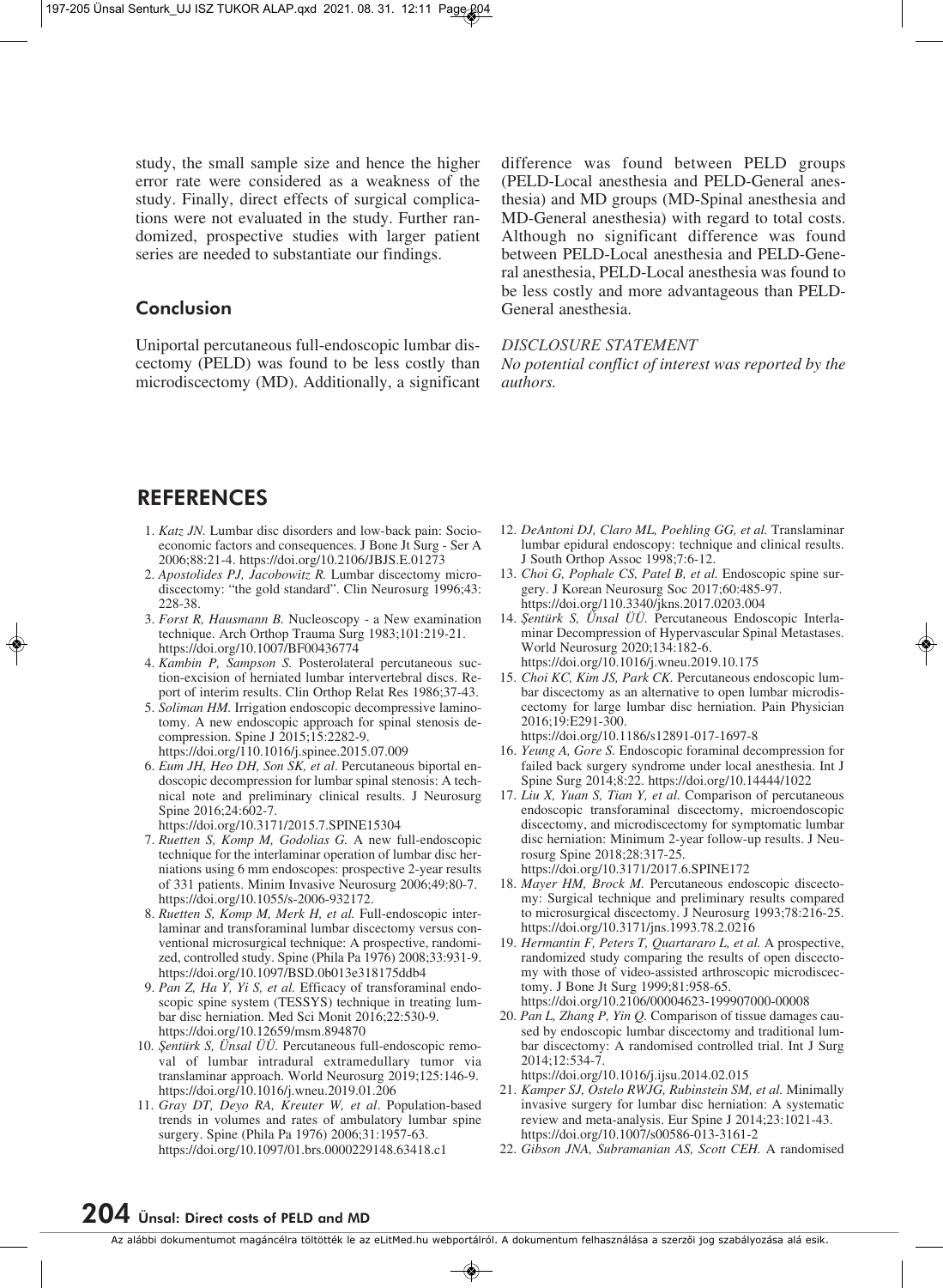study, the small sample size and hence the higher error rate were considered as a weakness of the study. Finally, direct effects of surgical complications were not evaluated in the study. Further randomized, prospective studies with larger patient series are needed to substantiate our findings.

## Conclusion

Uniportal percutaneous full-endoscopic lumbar discectomy (PELD) was found to be less costly than microdiscectomy (MD). Additionally, a significant difference was found between PELD groups (PELD-Local anesthesia and PELD-General anesthesia) and MD groups (MD-Spinal anesthesia and MD-General anesthesia) with regard to total costs. Although no significant difference was found between PELD-Local anesthesia and PELD-General anesthesia, PELD-Local anesthesia was found to be less costly and more advantageous than PELD-General anesthesia.

*DISCLOSURE STATEMENT*
*No potential conflict of interest was reported by the authors.*

## REFERENCES

1. *Katz JN.* Lumbar disc disorders and low-back pain: Socioeconomic factors and consequences. J Bone Jt Surg - Ser A 2006;88:21-4. https://doi.org/10.2106/JBJS.E.01273
2. *Apostolides PJ, Jacobowitz R.* Lumbar discectomy microdiscectomy: "the gold standard". Clin Neurosurg 1996;43: 228-38.
3. *Forst R, Hausmann B.* Nucleoscopy - a New examination technique. Arch Orthop Trauma Surg 1983;101:219-21. https://doi.org/10.1007/BF00436774
4. *Kambin P, Sampson S.* Posterolateral percutaneous suction-excision of herniated lumbar intervertebral discs. Report of interim results. Clin Orthop Relat Res 1986;37-43.
5. *Soliman HM.* Irrigation endoscopic decompressive laminotomy. A new endoscopic approach for spinal stenosis decompression. Spine J 2015;15:2282-9. https://doi.org/110.1016/j.spinee.2015.07.009
6. *Eum JH, Heo DH, Son SK, et al*. Percutaneous biportal endoscopic decompression for lumbar spinal stenosis: A technical note and preliminary clinical results. J Neurosurg Spine 2016;24:602-7. https://doi.org/10.3171/2015.7.SPINE15304
7. *Ruetten S, Komp M, Godolias G.* A new full-endoscopic technique for the interlaminar operation of lumbar disc herniations using 6 mm endoscopes: prospective 2-year results of 331 patients. Minim Invasive Neurosurg 2006;49:80-7. https://doi.org/10.1055/s-2006-932172.
8. *Ruetten S, Komp M, Merk H, et al.* Full-endoscopic interlaminar and transforaminal lumbar discectomy versus conventional microsurgical technique: A prospective, randomized, controlled study. Spine (Phila Pa 1976) 2008;33:931-9. https://doi.org/10.1097/BSD.0b013e318175ddb4
9. *Pan Z, Ha Y, Yi S, et al.* Efficacy of transforaminal endoscopic spine system (TESSYS) technique in treating lumbar disc herniation. Med Sci Monit 2016;22:530-9. https://doi.org/10.12659/msm.894870
10. *Şentürk S, Ünsal ÜÜ.* Percutaneous full-endoscopic removal of lumbar intradural extramedullary tumor via translaminar approach. World Neurosurg 2019;125:146-9. https://doi.org/10.1016/j.wneu.2019.01.206
11. *Gray DT, Deyo RA, Kreuter W, et al*. Population-based trends in volumes and rates of ambulatory lumbar spine surgery. Spine (Phila Pa 1976) 2006;31:1957-63. https://doi.org/10.1097/01.brs.0000229148.63418.c1
12. *DeAntoni DJ, Claro ML, Poehling GG, et al.* Translaminar lumbar epidural endoscopy: technique and clinical results. J South Orthop Assoc 1998;7:6-12.
13. *Choi G, Pophale CS, Patel B, et al.* Endoscopic spine surgery. J Korean Neurosurg Soc 2017;60:485-97. https://doi.org/110.3340/jkns.2017.0203.004
14. *Şentürk S, Ünsal ÜÜ.* Percutaneous Endoscopic Interlaminar Decompression of Hypervascular Spinal Metastases. World Neurosurg 2020;134:182-6. https://doi.org/10.1016/j.wneu.2019.10.175
15. *Choi KC, Kim JS, Park CK.* Percutaneous endoscopic lumbar discectomy as an alternative to open lumbar microdiscectomy for large lumbar disc herniation. Pain Physician 2016;19:E291-300. https://doi.org/10.1186/s12891-017-1697-8
16. *Yeung A, Gore S.* Endoscopic foraminal decompression for failed back surgery syndrome under local anesthesia. Int J Spine Surg 2014;8:22. https://doi.org/10.14444/1022
17. *Liu X, Yuan S, Tian Y, et al.* Comparison of percutaneous endoscopic transforaminal discectomy, microendoscopic discectomy, and microdiscectomy for symptomatic lumbar disc herniation: Minimum 2-year follow-up results. J Neurosurg Spine 2018;28:317-25. https://doi.org/10.3171/2017.6.SPINE172
18. *Mayer HM, Brock M.* Percutaneous endoscopic discectomy: Surgical technique and preliminary results compared to microsurgical discectomy. J Neurosurg 1993;78:216-25. https://doi.org/10.3171/jns.1993.78.2.0216
19. *Hermantin F, Peters T, Quartararo L, et al.* A prospective, randomized study comparing the results of open discectomy with those of video-assisted arthroscopic microdiscectomy. J Bone Jt Surg 1999;81:958-65. https://doi.org/10.2106/00004623-199907000-00008
20. *Pan L, Zhang P, Yin Q.* Comparison of tissue damages caused by endoscopic lumbar discectomy and traditional lumbar discectomy: A randomised controlled trial. Int J Surg 2014;12:534-7. https://doi.org/10.1016/j.ijsu.2014.02.015
21. *Kamper SJ, Ostelo RWJG, Rubinstein SM, et al.* Minimally invasive surgery for lumbar disc herniation: A systematic review and meta-analysis. Eur Spine J 2014;23:1021-43. https://doi.org/10.1007/s00586-013-3161-2
22. *Gibson JNA, Subramanian AS, Scott CEH.* A randomised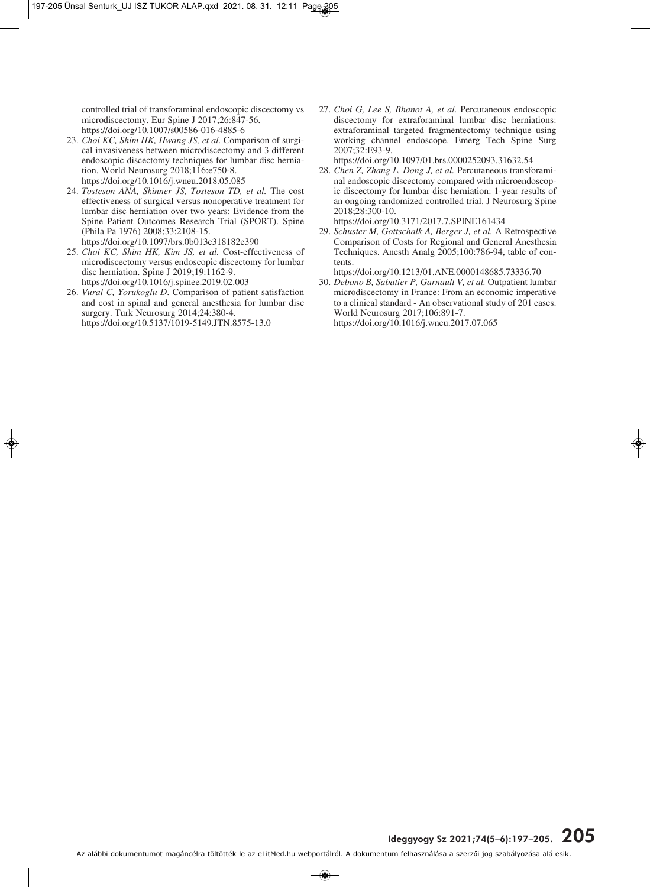controlled trial of transforaminal endoscopic discectomy vs microdiscectomy. Eur Spine J 2017;26:847-56. https://doi.org/10.1007/s00586-016-4885-6

23. *Choi KC, Shim HK, Hwang JS, et al.* Comparison of surgical invasiveness between microdiscectomy and 3 different endoscopic discectomy techniques for lumbar disc herniation. World Neurosurg 2018;116:e750-8. https://doi.org/10.1016/j.wneu.2018.05.085
24. *Tosteson ANA, Skinner JS, Tosteson TD, et al.* The cost effectiveness of surgical versus nonoperative treatment for lumbar disc herniation over two years: Evidence from the Spine Patient Outcomes Research Trial (SPORT). Spine (Phila Pa 1976) 2008;33:2108-15. https://doi.org/10.1097/brs.0b013e318182e390
25. *Choi KC, Shim HK, Kim JS, et al.* Cost-effectiveness of microdiscectomy versus endoscopic discectomy for lumbar disc herniation. Spine J 2019;19:1162-9. https://doi.org/10.1016/j.spinee.2019.02.003
26. *Vural C, Yorukoglu D.* Comparison of patient satisfaction and cost in spinal and general anesthesia for lumbar disc surgery. Turk Neurosurg 2014;24:380-4. https://doi.org/10.5137/1019-5149.JTN.8575-13.0
27. *Choi G, Lee S, Bhanot A, et al.* Percutaneous endoscopic discectomy for extraforaminal lumbar disc herniations: extraforaminal targeted fragmentectomy technique using working channel endoscope. Emerg Tech Spine Surg 2007;32:E93-9. https://doi.org/10.1097/01.brs.0000252093.31632.54
28. *Chen Z, Zhang L, Dong J, et al.* Percutaneous transforaminal endoscopic discectomy compared with microendoscopic discectomy for lumbar disc herniation: 1-year results of an ongoing randomized controlled trial. J Neurosurg Spine 2018;28:300-10. https://doi.org/10.3171/2017.7.SPINE161434
29. *Schuster M, Gottschalk A, Berger J, et al.* A Retrospective Comparison of Costs for Regional and General Anesthesia Techniques. Anesth Analg 2005;100:786-94, table of contents. https://doi.org/10.1213/01.ANE.0000148685.73336.70
30. *Debono B, Sabatier P, Garnault V, et al.* Outpatient lumbar microdiscectomy in France: From an economic imperative to a clinical standard - An observational study of 201 cases. World Neurosurg 2017;106:891-7. https://doi.org/10.1016/j.wneu.2017.07.065